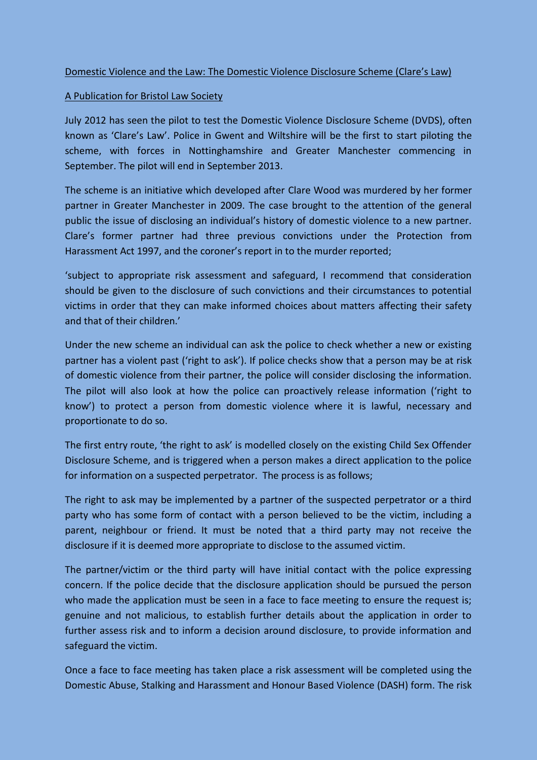Domestic Violence and the Law: The Domestic Violence Disclosure Scheme (Clare's Law)

A Publication for Bristol Law Society

July 2012 has seen the pilot to test the Domestic Violence Disclosure Scheme (DVDS), often known as 'Clare's Law'. Police in Gwent and Wiltshire will be the first to start piloting the scheme, with forces in Nottinghamshire and Greater Manchester commencing in September. The pilot will end in September 2013.

The scheme is an initiative which developed after Clare Wood was murdered by her former partner in Greater Manchester in 2009. The case brought to the attention of the general public the issue of disclosing an individual's history of domestic violence to a new partner. Clare's former partner had three previous convictions under the Protection from Harassment Act 1997, and the coroner's report in to the murder reported;

'subject to appropriate risk assessment and safeguard, I recommend that consideration should be given to the disclosure of such convictions and their circumstances to potential victims in order that they can make informed choices about matters affecting their safety and that of their children.'

Under the new scheme an individual can ask the police to check whether a new or existing partner has a violent past ('right to ask'). If police checks show that a person may be at risk of domestic violence from their partner, the police will consider disclosing the information. The pilot will also look at how the police can proactively release information ('right to know') to protect a person from domestic violence where it is lawful, necessary and proportionate to do so.

The first entry route, 'the right to ask' is modelled closely on the existing Child Sex Offender Disclosure Scheme, and is triggered when a person makes a direct application to the police for information on a suspected perpetrator. The process is as follows;

The right to ask may be implemented by a partner of the suspected perpetrator or a third party who has some form of contact with a person believed to be the victim, including a parent, neighbour or friend. It must be noted that a third party may not receive the disclosure if it is deemed more appropriate to disclose to the assumed victim.

The partner/victim or the third party will have initial contact with the police expressing concern. If the police decide that the disclosure application should be pursued the person who made the application must be seen in a face to face meeting to ensure the request is; genuine and not malicious, to establish further details about the application in order to further assess risk and to inform a decision around disclosure, to provide information and safeguard the victim.

Once a face to face meeting has taken place a risk assessment will be completed using the Domestic Abuse, Stalking and Harassment and Honour Based Violence (DASH) form. The risk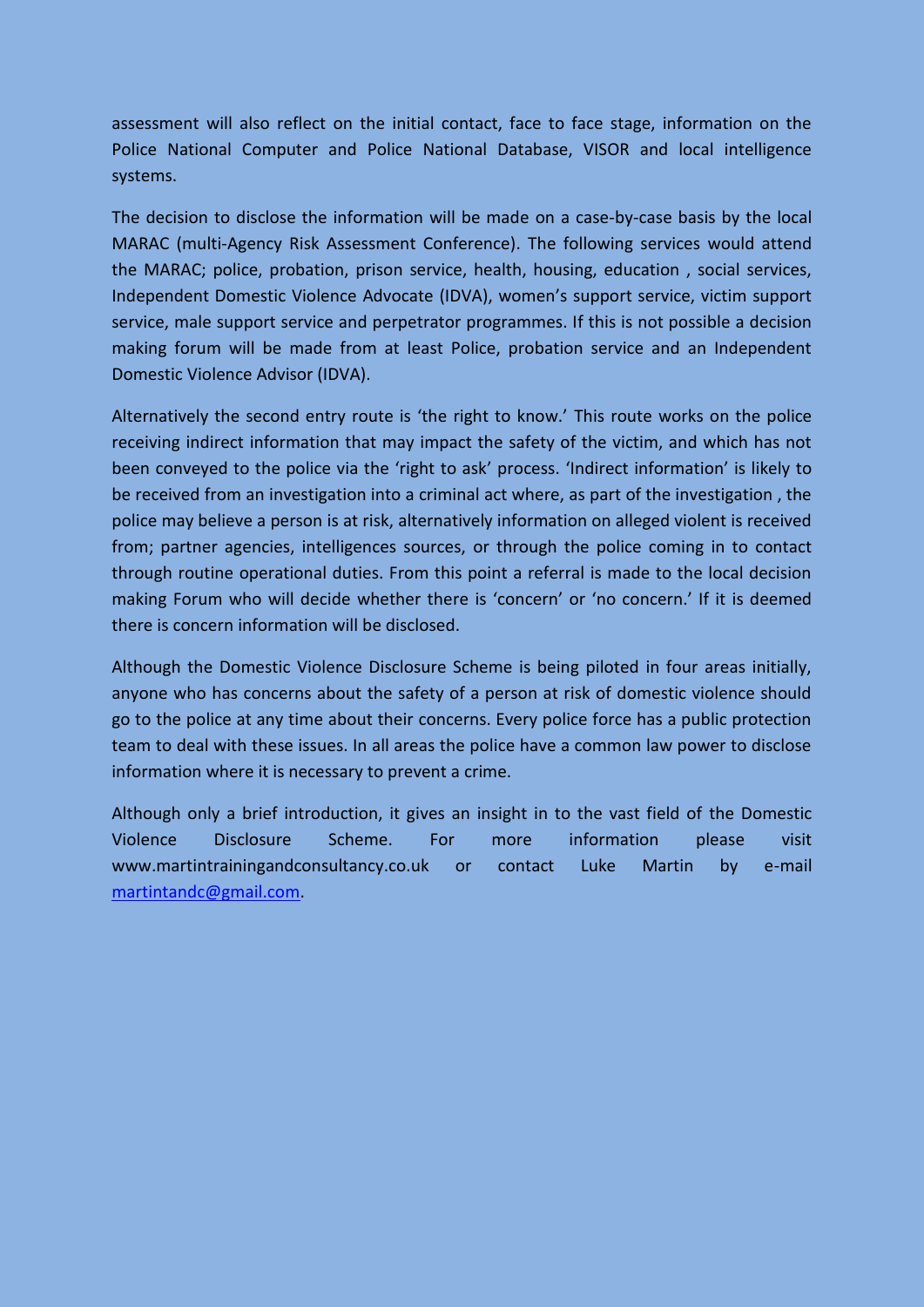assessment will also reflect on the initial contact, face to face stage, information on the Police National Computer and Police National Database, VISOR and local intelligence systems.

The decision to disclose the information will be made on a case-by-case basis by the local MARAC (multi-Agency Risk Assessment Conference). The following services would attend the MARAC; police, probation, prison service, health, housing, education , social services, Independent Domestic Violence Advocate (IDVA), women's support service, victim support service, male support service and perpetrator programmes. If this is not possible a decision making forum will be made from at least Police, probation service and an Independent Domestic Violence Advisor (IDVA).

Alternatively the second entry route is 'the right to know.' This route works on the police receiving indirect information that may impact the safety of the victim, and which has not been conveyed to the police via the 'right to ask' process. 'Indirect information' is likely to be received from an investigation into a criminal act where, as part of the investigation , the police may believe a person is at risk, alternatively information on alleged violent is received from; partner agencies, intelligences sources, or through the police coming in to contact through routine operational duties. From this point a referral is made to the local decision making Forum who will decide whether there is 'concern' or 'no concern.' If it is deemed there is concern information will be disclosed.

Although the Domestic Violence Disclosure Scheme is being piloted in four areas initially, anyone who has concerns about the safety of a person at risk of domestic violence should go to the police at any time about their concerns. Every police force has a public protection team to deal with these issues. In all areas the police have a common law power to disclose information where it is necessary to prevent a crime.

Although only a brief introduction, it gives an insight in to the vast field of the Domestic Violence Disclosure Scheme. For more information please visit www.martintrainingandconsultancy.co.uk or contact Luke Martin by e-mail [martintandc@gmail.com](mailto:martintandc@gmail.com).